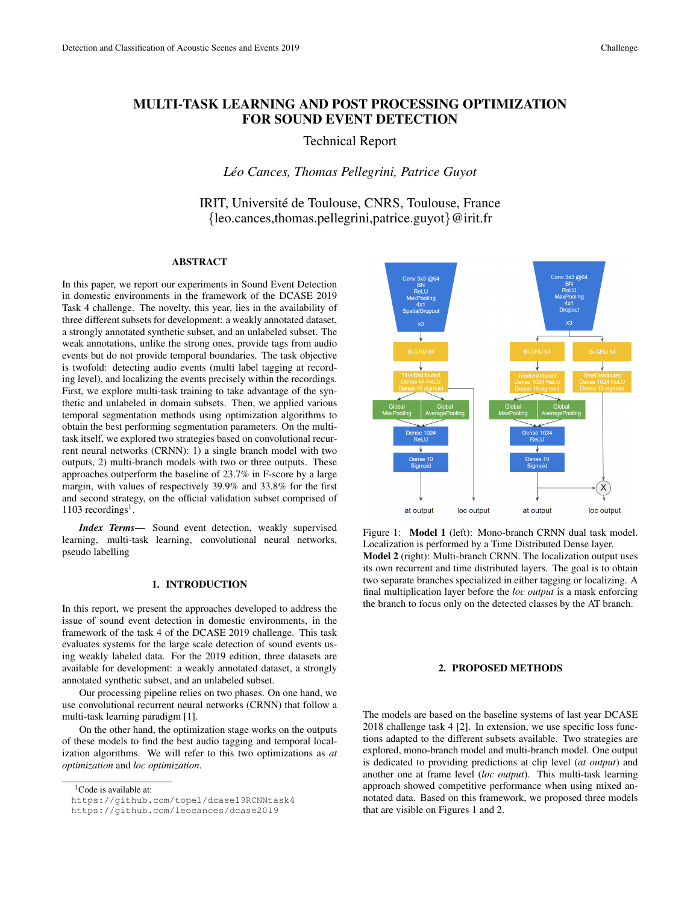# MULTI-TASK LEARNING AND POST PROCESSING OPTIMIZATION FOR SOUND EVENT DETECTION

Technical Report

*Léo Cances, Thomas Pellegrini, Patrice Guyot*

IRIT, Université de Toulouse, CNRS, Toulouse, France
{leo.cances,thomas.pellegrini,patrice.guyot}@irit.fr

## ABSTRACT

In this paper, we report our experiments in Sound Event Detection in domestic environments in the framework of the DCASE 2019 Task 4 challenge. The novelty, this year, lies in the availability of three different subsets for development: a weakly annotated dataset, a strongly annotated synthetic subset, and an unlabeled subset. The weak annotations, unlike the strong ones, provide tags from audio events but do not provide temporal boundaries. The task objective is twofold: detecting audio events (multi label tagging at recording level), and localizing the events precisely within the recordings. First, we explore multi-task training to take advantage of the synthetic and unlabeled in domain subsets. Then, we applied various temporal segmentation methods using optimization algorithms to obtain the best performing segmentation parameters. On the multi-task itself, we explored two strategies based on convolutional recurrent neural networks (CRNN): 1) a single branch model with two outputs, 2) multi-branch models with two or three outputs. These approaches outperform the baseline of 23.7% in F-score by a large margin, with values of respectively 39.9% and 33.8% for the first and second strategy, on the official validation subset comprised of 1103 recordings[1].

***Index Terms*—** Sound event detection, weakly supervised learning, multi-task learning, convolutional neural networks, pseudo labelling

## 1. INTRODUCTION

In this report, we present the approaches developed to address the issue of sound event detection in domestic environments, in the framework of the task 4 of the DCASE 2019 challenge. This task evaluates systems for the large scale detection of sound events using weakly labeled data. For the 2019 edition, three datasets are available for development: a weakly annotated dataset, a strongly annotated synthetic subset, and an unlabeled subset.

Our processing pipeline relies on two phases. On one hand, we use convolutional recurrent neural networks (CRNN) that follow a multi-task learning paradigm [1].

On the other hand, the optimization stage works on the outputs of these models to find the best audio tagging and temporal localization algorithms. We will refer to this two optimizations as *at optimization* and *loc optimization*.

[1]Code is available at:
https://github.com/topel/dcase19RCNNtask4
https://github.com/leocances/dcase2019

Figure 1: **Model 1** (left): Mono-branch CRNN dual task model. Localization is performed by a Time Distributed Dense layer. **Model 2** (right): Multi-branch CRNN. The localization output uses its own recurrent and time distributed layers. The goal is to obtain two separate branches specialized in either tagging or localizing. A final multiplication layer before the *loc output* is a mask enforcing the branch to focus only on the detected classes by the AT branch.

## 2. PROPOSED METHODS

The models are based on the baseline systems of last year DCASE 2018 challenge task 4 [2]. In extension, we use specific loss functions adapted to the different subsets available. Two strategies are explored, mono-branch model and multi-branch model. One output is dedicated to providing predictions at clip level (*at output*) and another one at frame level (*loc output*). This multi-task learning approach showed competitive performance when using mixed annotated data. Based on this framework, we proposed three models that are visible on Figures 1 and 2.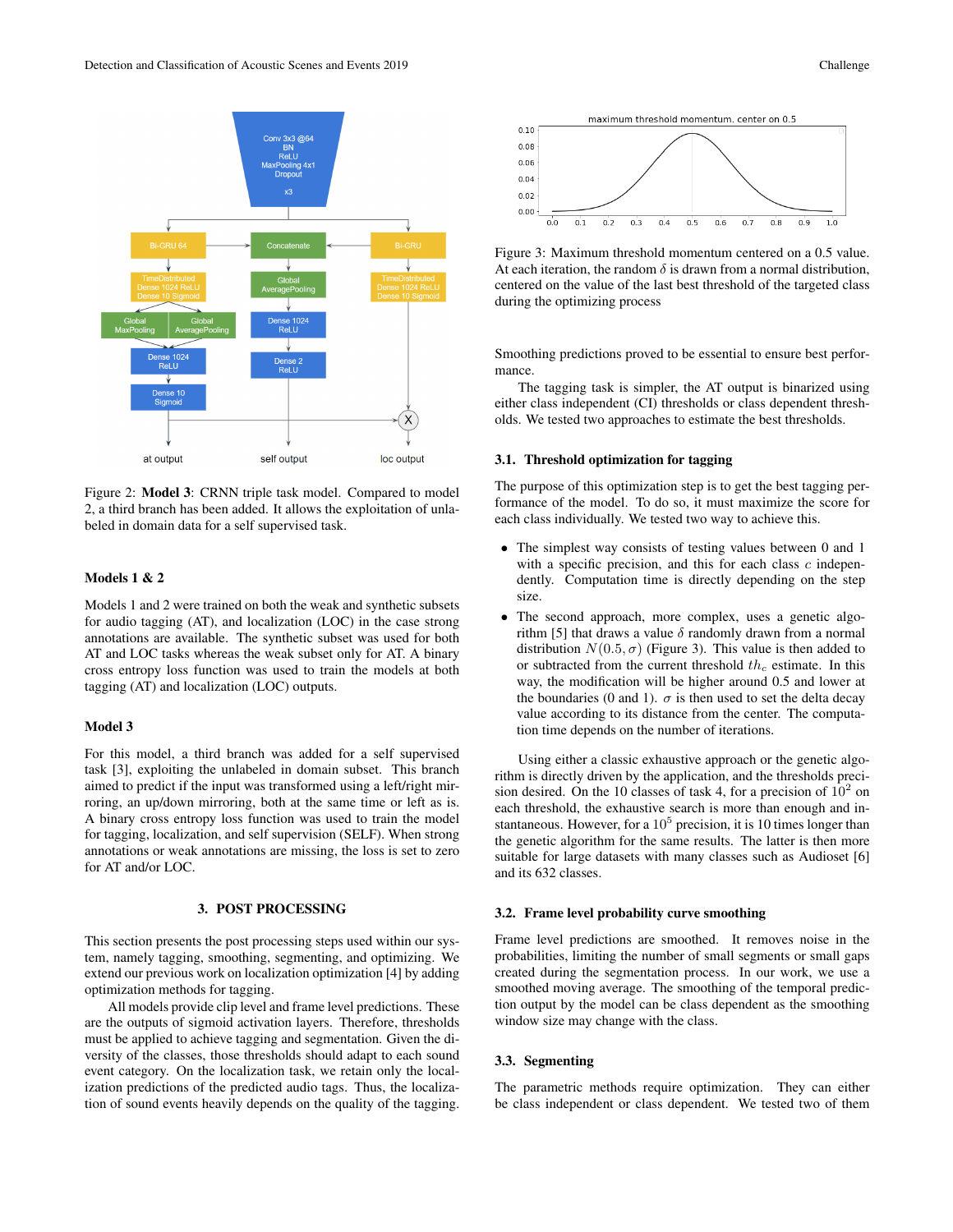Figure 2: **Model 3**: CRNN triple task model. Compared to model 2, a third branch has been added. It allows the exploitation of unlabeled in domain data for a self supervised task.

### Models 1 & 2

Models 1 and 2 were trained on both the weak and synthetic subsets for audio tagging (AT), and localization (LOC) in the case strong annotations are available. The synthetic subset was used for both AT and LOC tasks whereas the weak subset only for AT. A binary cross entropy loss function was used to train the models at both tagging (AT) and localization (LOC) outputs.

### Model 3

For this model, a third branch was added for a self supervised task [3], exploiting the unlabeled in domain subset. This branch aimed to predict if the input was transformed using a left/right mirroring, an up/down mirroring, both at the same time or left as is. A binary cross entropy loss function was used to train the model for tagging, localization, and self supervision (SELF). When strong annotations or weak annotations are missing, the loss is set to zero for AT and/or LOC.

## 3. POST PROCESSING

This section presents the post processing steps used within our system, namely tagging, smoothing, segmenting, and optimizing. We extend our previous work on localization optimization [4] by adding optimization methods for tagging.

All models provide clip level and frame level predictions. These are the outputs of sigmoid activation layers. Therefore, thresholds must be applied to achieve tagging and segmentation. Given the diversity of the classes, those thresholds should adapt to each sound event category. On the localization task, we retain only the localization predictions of the predicted audio tags. Thus, the localization of sound events heavily depends on the quality of the tagging.

Figure 3: Maximum threshold momentum centered on a 0.5 value. At each iteration, the random $\delta$ is drawn from a normal distribution, centered on the value of the last best threshold of the targeted class during the optimizing process

Smoothing predictions proved to be essential to ensure best performance.

The tagging task is simpler, the AT output is binarized using either class independent (CI) thresholds or class dependent thresholds. We tested two approaches to estimate the best thresholds.

### 3.1. Threshold optimization for tagging

The purpose of this optimization step is to get the best tagging performance of the model. To do so, it must maximize the score for each class individually. We tested two way to achieve this.

- The simplest way consists of testing values between 0 and 1 with a specific precision, and this for each class $c$ independently. Computation time is directly depending on the step size.
- The second approach, more complex, uses a genetic algorithm [5] that draws a value $\delta$ randomly drawn from a normal distribution $N(0.5, \sigma)$ (Figure 3). This value is then added to or subtracted from the current threshold $th_c$ estimate. In this way, the modification will be higher around 0.5 and lower at the boundaries (0 and 1). $\sigma$ is then used to set the delta decay value according to its distance from the center. The computation time depends on the number of iterations.

Using either a classic exhaustive approach or the genetic algorithm is directly driven by the application, and the thresholds precision desired. On the 10 classes of task 4, for a precision of $10^2$ on each threshold, the exhaustive search is more than enough and instantaneous. However, for a $10^5$ precision, it is 10 times longer than the genetic algorithm for the same results. The latter is then more suitable for large datasets with many classes such as Audioset [6] and its 632 classes.

### 3.2. Frame level probability curve smoothing

Frame level predictions are smoothed. It removes noise in the probabilities, limiting the number of small segments or small gaps created during the segmentation process. In our work, we use a smoothed moving average. The smoothing of the temporal prediction output by the model can be class dependent as the smoothing window size may change with the class.

### 3.3. Segmenting

The parametric methods require optimization. They can either be class independent or class dependent. We tested two of them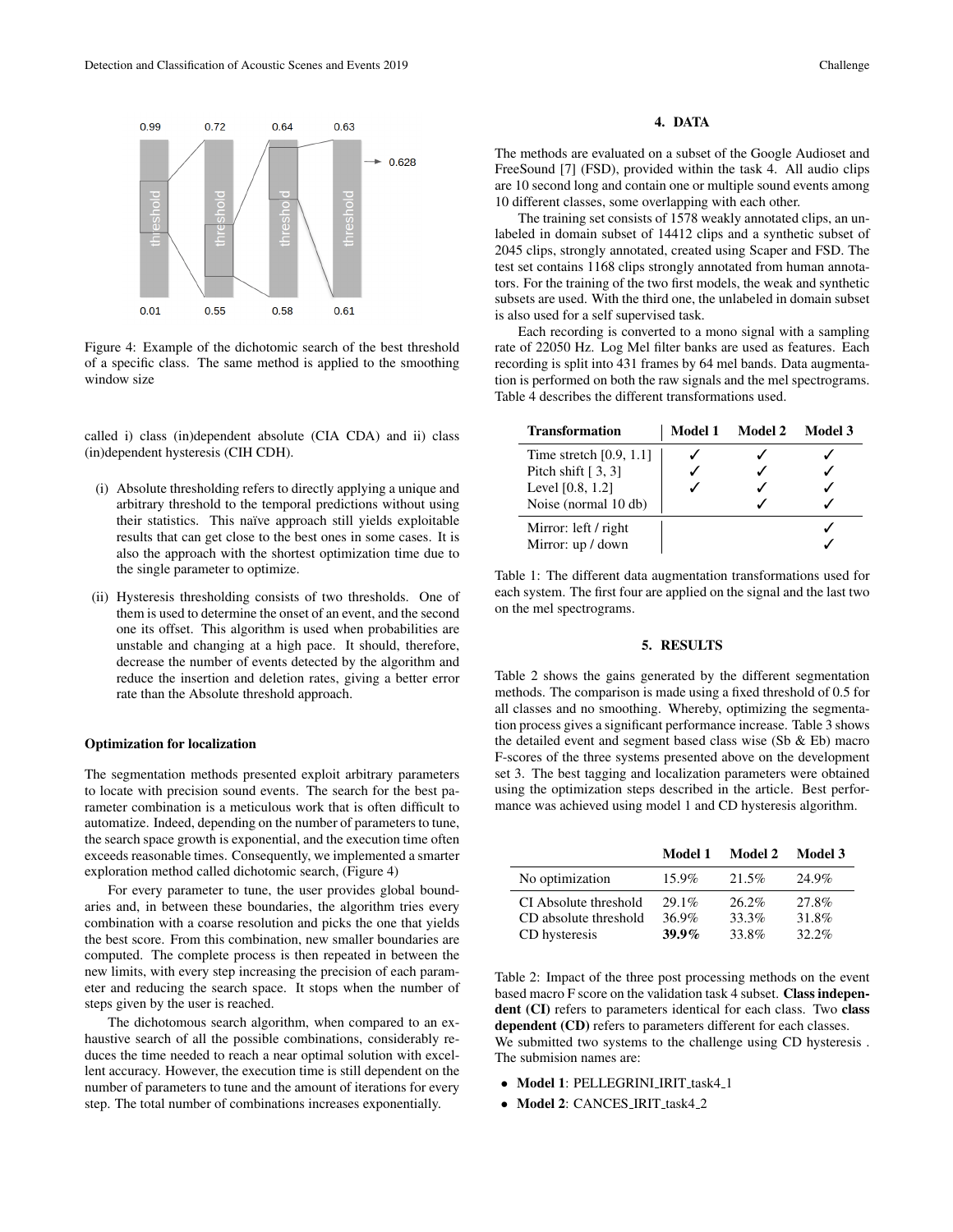Figure 4: Example of the dichotomic search of the best threshold of a specific class. The same method is applied to the smoothing window size

called i) class (in)dependent absolute (CIA CDA) and ii) class (in)dependent hysteresis (CIH CDH).

(i) Absolute thresholding refers to directly applying a unique and arbitrary threshold to the temporal predictions without using their statistics. This naïve approach still yields exploitable results that can get close to the best ones in some cases. It is also the approach with the shortest optimization time due to the single parameter to optimize.

(ii) Hysteresis thresholding consists of two thresholds. One of them is used to determine the onset of an event, and the second one its offset. This algorithm is used when probabilities are unstable and changing at a high pace. It should, therefore, decrease the number of events detected by the algorithm and reduce the insertion and deletion rates, giving a better error rate than the Absolute threshold approach.

**Optimization for localization**

The segmentation methods presented exploit arbitrary parameters to locate with precision sound events. The search for the best parameter combination is a meticulous work that is often difficult to automatize. Indeed, depending on the number of parameters to tune, the search space growth is exponential, and the execution time often exceeds reasonable times. Consequently, we implemented a smarter exploration method called dichotomic search, (Figure 4)

For every parameter to tune, the user provides global boundaries and, in between these boundaries, the algorithm tries every combination with a coarse resolution and picks the one that yields the best score. From this combination, new smaller boundaries are computed. The complete process is then repeated in between the new limits, with every step increasing the precision of each parameter and reducing the search space. It stops when the number of steps given by the user is reached.

The dichotomous search algorithm, when compared to an exhaustive search of all the possible combinations, considerably reduces the time needed to reach a near optimal solution with excellent accuracy. However, the execution time is still dependent on the number of parameters to tune and the amount of iterations for every step. The total number of combinations increases exponentially.

## 4. DATA

The methods are evaluated on a subset of the Google Audioset and FreeSound [7] (FSD), provided within the task 4. All audio clips are 10 second long and contain one or multiple sound events among 10 different classes, some overlapping with each other.

The training set consists of 1578 weakly annotated clips, an unlabeled in domain subset of 14412 clips and a synthetic subset of 2045 clips, strongly annotated, created using Scaper and FSD. The test set contains 1168 clips strongly annotated from human annotators. For the training of the two first models, the weak and synthetic subsets are used. With the third one, the unlabeled in domain subset is also used for a self supervised task.

Each recording is converted to a mono signal with a sampling rate of 22050 Hz. Log Mel filter banks are used as features. Each recording is split into 431 frames by 64 mel bands. Data augmentation is performed on both the raw signals and the mel spectrograms. Table 4 describes the different transformations used.

| Transformation | Model 1 | Model 2 | Model 3 |
|---|---|---|---|
| Time stretch [0.9, 1.1] | ✓ | ✓ | ✓ |
| Pitch shift [ 3, 3] | ✓ | ✓ | ✓ |
| Level [0.8, 1.2] | ✓ | ✓ | ✓ |
| Noise (normal 10 db) | | ✓ | ✓ |
| Mirror: left / right | | | ✓ |
| Mirror: up / down | | | ✓ |

Table 1: The different data augmentation transformations used for each system. The first four are applied on the signal and the last two on the mel spectrograms.

## 5. RESULTS

Table 2 shows the gains generated by the different segmentation methods. The comparison is made using a fixed threshold of 0.5 for all classes and no smoothing. Whereby, optimizing the segmentation process gives a significant performance increase. Table 3 shows the detailed event and segment based class wise (Sb & Eb) macro F-scores of the three systems presented above on the development set 3. The best tagging and localization parameters were obtained using the optimization steps described in the article. Best performance was achieved using model 1 and CD hysteresis algorithm.

| | Model 1 | Model 2 | Model 3 |
|---|---|---|---|
| No optimization | 15.9% | 21.5% | 24.9% |
| CI Absolute threshold | 29.1% | 26.2% | 27.8% |
| CD absolute threshold | 36.9% | 33.3% | 31.8% |
| CD hysteresis | **39.9%** | 33.8% | 32.2% |

Table 2: Impact of the three post processing methods on the event based macro F score on the validation task 4 subset. **Class independent (CI)** refers to parameters identical for each class. Two **class dependent (CD)** refers to parameters different for each classes.

We submitted two systems to the challenge using CD hysteresis . The submision names are:

- **Model 1**: PELLEGRINI_IRIT_task4_1
- **Model 2**: CANCES_IRIT_task4_2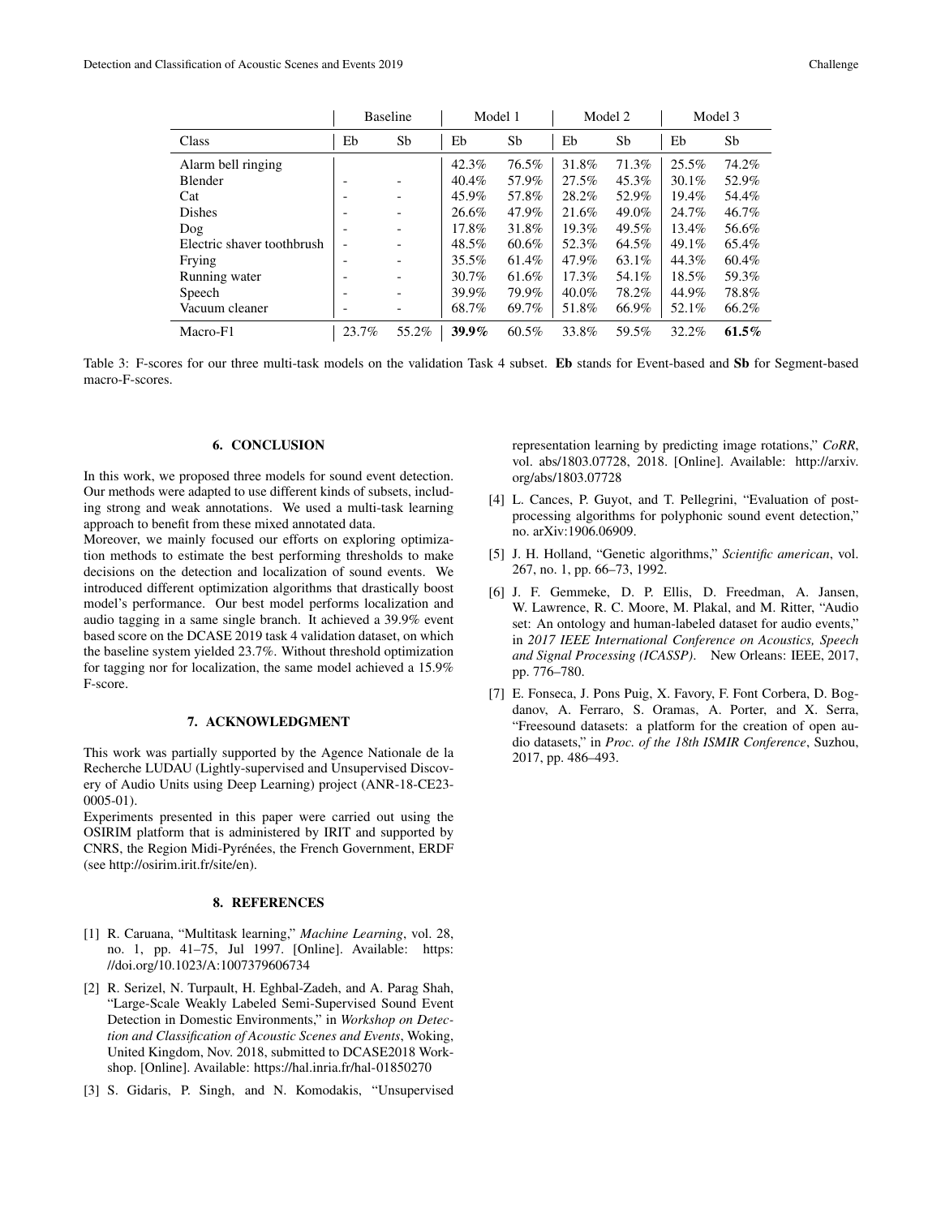| | Baseline | | Model 1 | | Model 2 | | Model 3 | |
|---|---|---|---|---|---|---|---|---|
| Class | Eb | Sb | Eb | Sb | Eb | Sb | Eb | Sb |
| Alarm bell ringing | | | 42.3% | 76.5% | 31.8% | 71.3% | 25.5% | 74.2% |
| Blender | - | - | 40.4% | 57.9% | 27.5% | 45.3% | 30.1% | 52.9% |
| Cat | - | - | 45.9% | 57.8% | 28.2% | 52.9% | 19.4% | 54.4% |
| Dishes | - | - | 26.6% | 47.9% | 21.6% | 49.0% | 24.7% | 46.7% |
| Dog | - | - | 17.8% | 31.8% | 19.3% | 49.5% | 13.4% | 56.6% |
| Electric shaver toothbrush | - | - | 48.5% | 60.6% | 52.3% | 64.5% | 49.1% | 65.4% |
| Frying | - | - | 35.5% | 61.4% | 47.9% | 63.1% | 44.3% | 60.4% |
| Running water | - | - | 30.7% | 61.6% | 17.3% | 54.1% | 18.5% | 59.3% |
| Speech | - | - | 39.9% | 79.9% | 40.0% | 78.2% | 44.9% | 78.8% |
| Vacuum cleaner | - | - | 68.7% | 69.7% | 51.8% | 66.9% | 52.1% | 66.2% |
| Macro-F1 | 23.7% | 55.2% | **39.9%** | 60.5% | 33.8% | 59.5% | 32.2% | ***61.5%*** |

Table 3: F-scores for our three multi-task models on the validation Task 4 subset. **Eb** stands for Event-based and **Sb** for Segment-based macro-F-scores.

## 6. CONCLUSION

In this work, we proposed three models for sound event detection. Our methods were adapted to use different kinds of subsets, including strong and weak annotations. We used a multi-task learning approach to benefit from these mixed annotated data.

Moreover, we mainly focused our efforts on exploring optimization methods to estimate the best performing thresholds to make decisions on the detection and localization of sound events. We introduced different optimization algorithms that drastically boost model's performance. Our best model performs localization and audio tagging in a same single branch. It achieved a 39.9% event based score on the DCASE 2019 task 4 validation dataset, on which the baseline system yielded 23.7%. Without threshold optimization for tagging nor for localization, the same model achieved a 15.9% F-score.

## 7. ACKNOWLEDGMENT

This work was partially supported by the Agence Nationale de la Recherche LUDAU (Lightly-supervised and Unsupervised Discovery of Audio Units using Deep Learning) project (ANR-18-CE23-0005-01).

Experiments presented in this paper were carried out using the OSIRIM platform that is administered by IRIT and supported by CNRS, the Region Midi-Pyrénées, the French Government, ERDF (see http://osirim.irit.fr/site/en).

## 8. REFERENCES

[1] R. Caruana, "Multitask learning," *Machine Learning*, vol. 28, no. 1, pp. 41–75, Jul 1997. [Online]. Available: https://doi.org/10.1023/A:1007379606734

[2] R. Serizel, N. Turpault, H. Eghbal-Zadeh, and A. Parag Shah, "Large-Scale Weakly Labeled Semi-Supervised Sound Event Detection in Domestic Environments," in *Workshop on Detection and Classification of Acoustic Scenes and Events*, Woking, United Kingdom, Nov. 2018, submitted to DCASE2018 Workshop. [Online]. Available: https://hal.inria.fr/hal-01850270

[3] S. Gidaris, P. Singh, and N. Komodakis, "Unsupervised representation learning by predicting image rotations," *CoRR*, vol. abs/1803.07728, 2018. [Online]. Available: http://arxiv.org/abs/1803.07728

[4] L. Cances, P. Guyot, and T. Pellegrini, "Evaluation of post-processing algorithms for polyphonic sound event detection," no. arXiv:1906.06909.

[5] J. H. Holland, "Genetic algorithms," *Scientific american*, vol. 267, no. 1, pp. 66–73, 1992.

[6] J. F. Gemmeke, D. P. Ellis, D. Freedman, A. Jansen, W. Lawrence, R. C. Moore, M. Plakal, and M. Ritter, "Audio set: An ontology and human-labeled dataset for audio events," in *2017 IEEE International Conference on Acoustics, Speech and Signal Processing (ICASSP)*. New Orleans: IEEE, 2017, pp. 776–780.

[7] E. Fonseca, J. Pons Puig, X. Favory, F. Font Corbera, D. Bogdanov, A. Ferraro, S. Oramas, A. Porter, and X. Serra, "Freesound datasets: a platform for the creation of open audio datasets," in *Proc. of the 18th ISMIR Conference*, Suzhou, 2017, pp. 486–493.